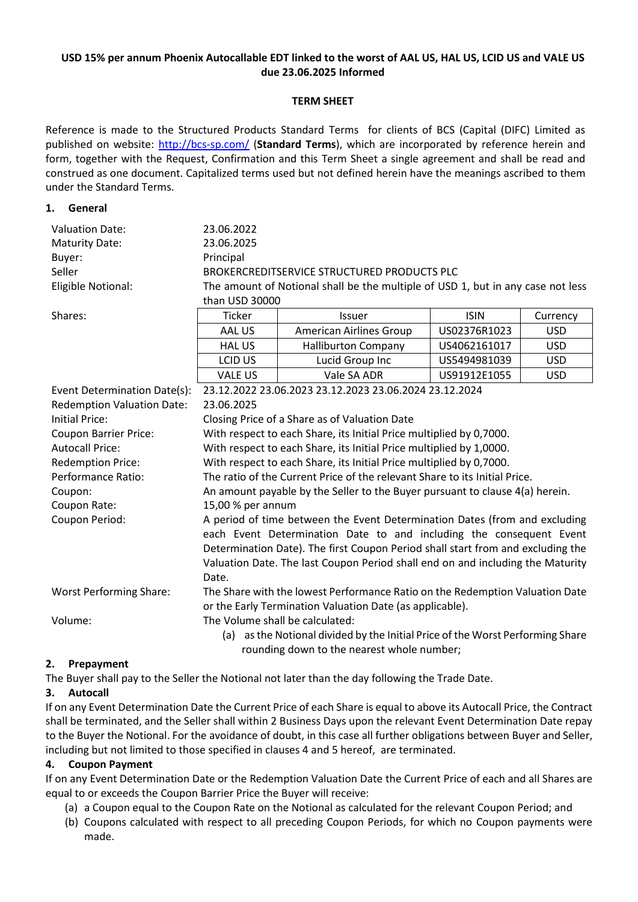**USD 15% per annum Phoenix Autocallable EDT linked to the worst of AAL US, HAL US, LCID US and VALE US due 23.06.2025 Informed**

**TERM SHEET**

Reference is made to the Structured Products Standard Terms for clients of BCS (Capital (DIFC) Limited as published on website: http://bcs-sp.com/ (**Standard Terms**), which are incorporated by reference herein and form, together with the Request, Confirmation and this Term Sheet a single agreement and shall be read and construed as one document. Capitalized terms used but not defined herein have the meanings ascribed to them under the Standard Terms.

## 1. General

Valuation Date: 23.06.2022

Maturity Date: 23.06.2025

Buyer: Principal

Seller: BROKERCREDITSERVICE STRUCTURED PRODUCTS PLC

Eligible Notional: The amount of Notional shall be the multiple of USD 1, but in any case not less than USD 30000

Shares:

| Ticker | Issuer | ISIN | Currency |
|---|---|---|---|
| AAL US | American Airlines Group | US02376R1023 | USD |
| HAL US | Halliburton Company | US4062161017 | USD |
| LCID US | Lucid Group Inc | US5494981039 | USD |
| VALE US | Vale SA ADR | US91912E1055 | USD |

Event Determination Date(s): 23.12.2022 23.06.2023 23.12.2023 23.06.2024 23.12.2024

Redemption Valuation Date: 23.06.2025

Initial Price: Closing Price of a Share as of Valuation Date

Coupon Barrier Price: With respect to each Share, its Initial Price multiplied by 0,7000.

Autocall Price: With respect to each Share, its Initial Price multiplied by 1,0000.

Redemption Price: With respect to each Share, its Initial Price multiplied by 0,7000.

Performance Ratio: The ratio of the Current Price of the relevant Share to its Initial Price.

Coupon: An amount payable by the Seller to the Buyer pursuant to clause 4(a) herein.

Coupon Rate: 15,00 % per annum

Coupon Period: A period of time between the Event Determination Dates (from and excluding each Event Determination Date to and including the consequent Event Determination Date). The first Coupon Period shall start from and excluding the Valuation Date. The last Coupon Period shall end on and including the Maturity Date.

Worst Performing Share: The Share with the lowest Performance Ratio on the Redemption Valuation Date or the Early Termination Valuation Date (as applicable).

Volume: The Volume shall be calculated:

(a) as the Notional divided by the Initial Price of the Worst Performing Share rounding down to the nearest whole number;

## 2. Prepayment

The Buyer shall pay to the Seller the Notional not later than the day following the Trade Date.

## 3. Autocall

If on any Event Determination Date the Current Price of each Share is equal to above its Autocall Price, the Contract shall be terminated, and the Seller shall within 2 Business Days upon the relevant Event Determination Date repay to the Buyer the Notional. For the avoidance of doubt, in this case all further obligations between Buyer and Seller, including but not limited to those specified in clauses 4 and 5 hereof, are terminated.

## 4. Coupon Payment

If on any Event Determination Date or the Redemption Valuation Date the Current Price of each and all Shares are equal to or exceeds the Coupon Barrier Price the Buyer will receive:

(a) a Coupon equal to the Coupon Rate on the Notional as calculated for the relevant Coupon Period; and

(b) Coupons calculated with respect to all preceding Coupon Periods, for which no Coupon payments were made.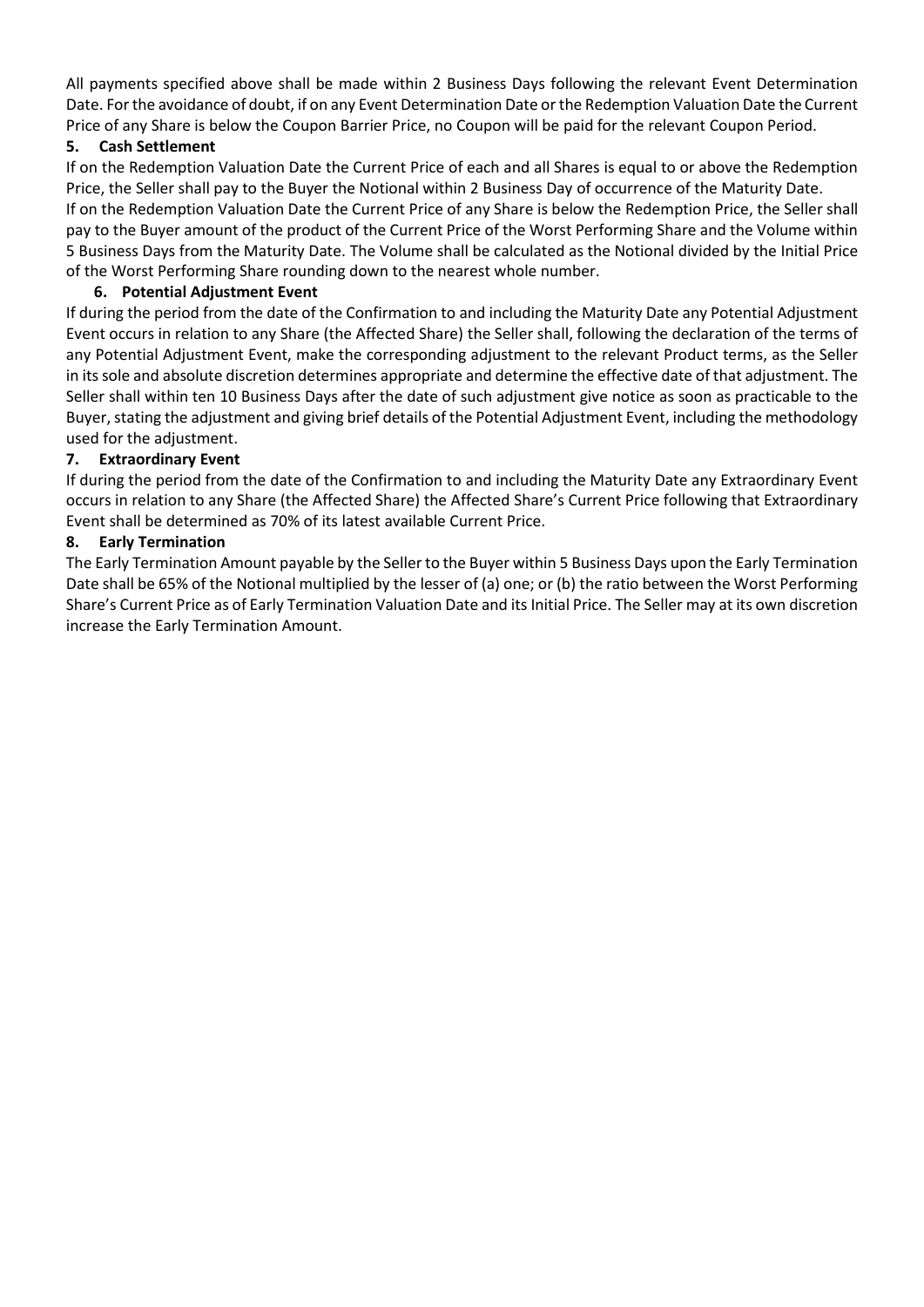All payments specified above shall be made within 2 Business Days following the relevant Event Determination Date. For the avoidance of doubt, if on any Event Determination Date or the Redemption Valuation Date the Current Price of any Share is below the Coupon Barrier Price, no Coupon will be paid for the relevant Coupon Period.

**5. Cash Settlement**

If on the Redemption Valuation Date the Current Price of each and all Shares is equal to or above the Redemption Price, the Seller shall pay to the Buyer the Notional within 2 Business Day of occurrence of the Maturity Date.

If on the Redemption Valuation Date the Current Price of any Share is below the Redemption Price, the Seller shall pay to the Buyer amount of the product of the Current Price of the Worst Performing Share and the Volume within 5 Business Days from the Maturity Date. The Volume shall be calculated as the Notional divided by the Initial Price of the Worst Performing Share rounding down to the nearest whole number.

**6. Potential Adjustment Event**

If during the period from the date of the Confirmation to and including the Maturity Date any Potential Adjustment Event occurs in relation to any Share (the Affected Share) the Seller shall, following the declaration of the terms of any Potential Adjustment Event, make the corresponding adjustment to the relevant Product terms, as the Seller in its sole and absolute discretion determines appropriate and determine the effective date of that adjustment. The Seller shall within ten 10 Business Days after the date of such adjustment give notice as soon as practicable to the Buyer, stating the adjustment and giving brief details of the Potential Adjustment Event, including the methodology used for the adjustment.

**7. Extraordinary Event**

If during the period from the date of the Confirmation to and including the Maturity Date any Extraordinary Event occurs in relation to any Share (the Affected Share) the Affected Share's Current Price following that Extraordinary Event shall be determined as 70% of its latest available Current Price.

**8. Early Termination**

The Early Termination Amount payable by the Seller to the Buyer within 5 Business Days upon the Early Termination Date shall be 65% of the Notional multiplied by the lesser of (a) one; or (b) the ratio between the Worst Performing Share's Current Price as of Early Termination Valuation Date and its Initial Price. The Seller may at its own discretion increase the Early Termination Amount.